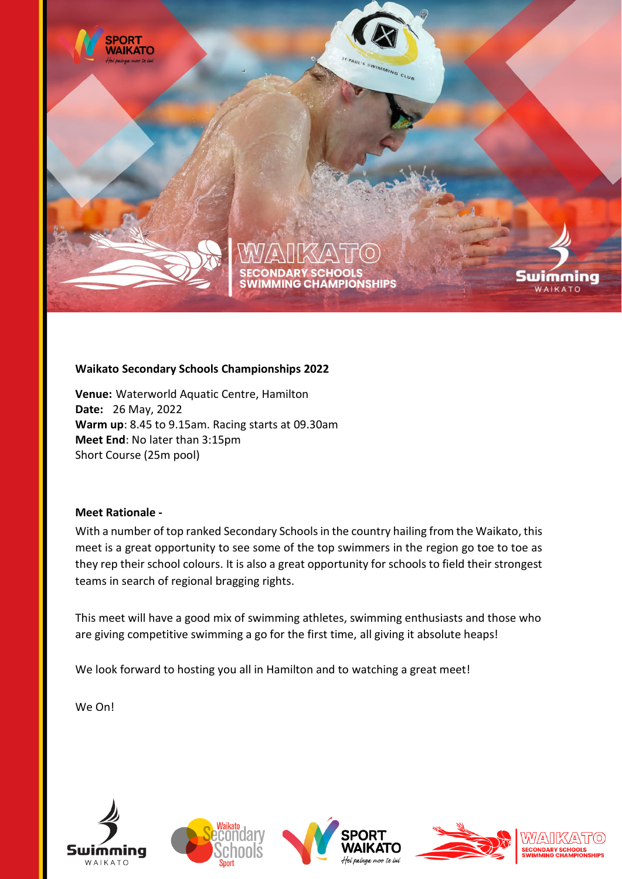# WAIKATO SECONDARY SCHOOLS SWIMMING CHAMPIONSHIPS

**Waikato Secondary Schools Championships 2022**

**Venue:** Waterworld Aquatic Centre, Hamilton
**Date:** 26 May, 2022
**Warm up**: 8.45 to 9.15am. Racing starts at 09.30am
**Meet End**: No later than 3:15pm
Short Course (25m pool)

**Meet Rationale -**

With a number of top ranked Secondary Schools in the country hailing from the Waikato, this meet is a great opportunity to see some of the top swimmers in the region go toe to toe as they rep their school colours. It is also a great opportunity for schools to field their strongest teams in search of regional bragging rights.

This meet will have a good mix of swimming athletes, swimming enthusiasts and those who are giving competitive swimming a go for the first time, all giving it absolute heaps!

We look forward to hosting you all in Hamilton and to watching a great meet!

We On!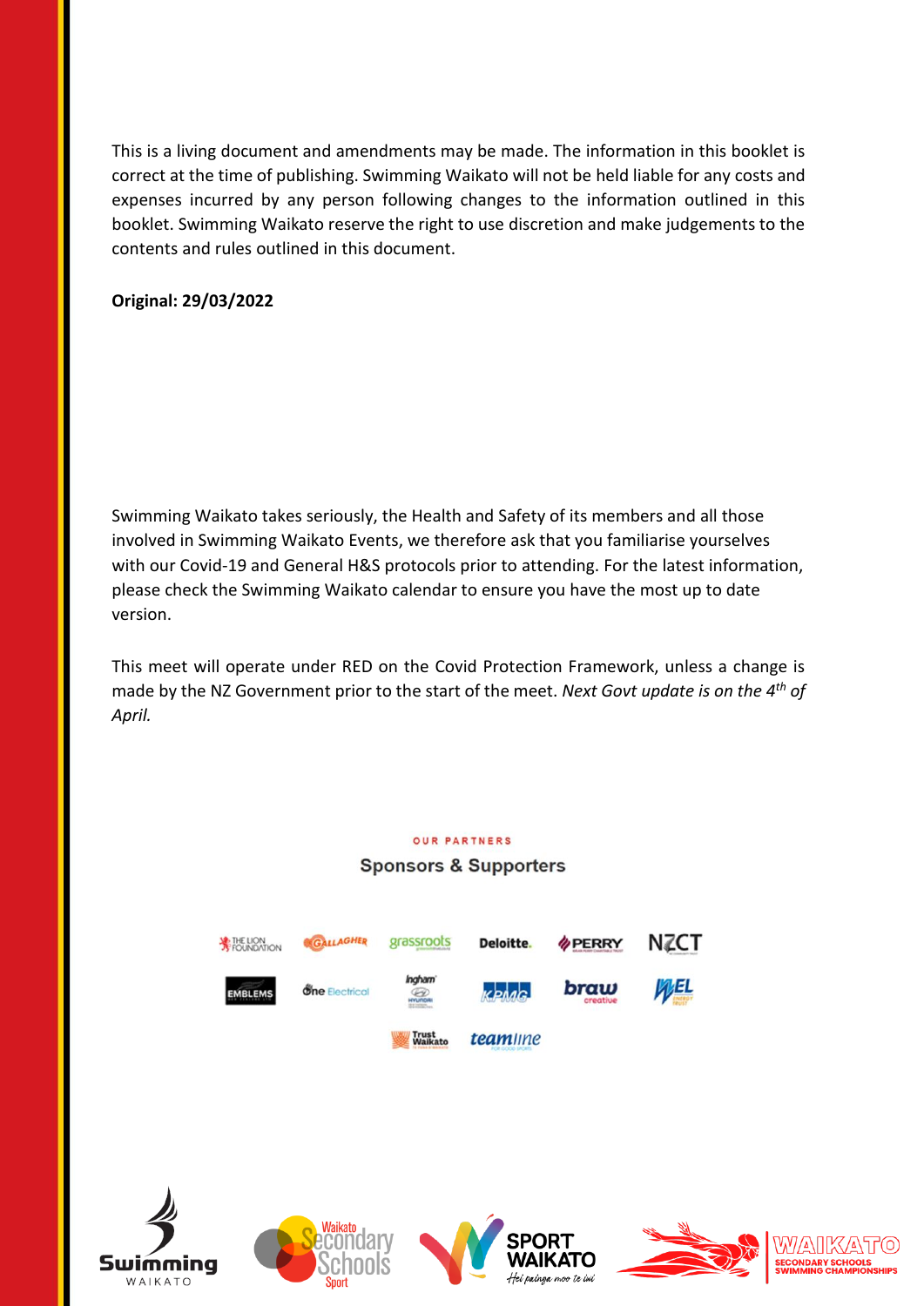This is a living document and amendments may be made. The information in this booklet is correct at the time of publishing. Swimming Waikato will not be held liable for any costs and expenses incurred by any person following changes to the information outlined in this booklet. Swimming Waikato reserve the right to use discretion and make judgements to the contents and rules outlined in this document.

**Original: 29/03/2022**

Swimming Waikato takes seriously, the Health and Safety of its members and all those involved in Swimming Waikato Events, we therefore ask that you familiarise yourselves with our Covid-19 and General H&S protocols prior to attending. For the latest information, please check the Swimming Waikato calendar to ensure you have the most up to date version.

This meet will operate under RED on the Covid Protection Framework, unless a change is made by the NZ Government prior to the start of the meet. *Next Govt update is on the 4th of April.*

OUR PARTNERS

Sponsors & Supporters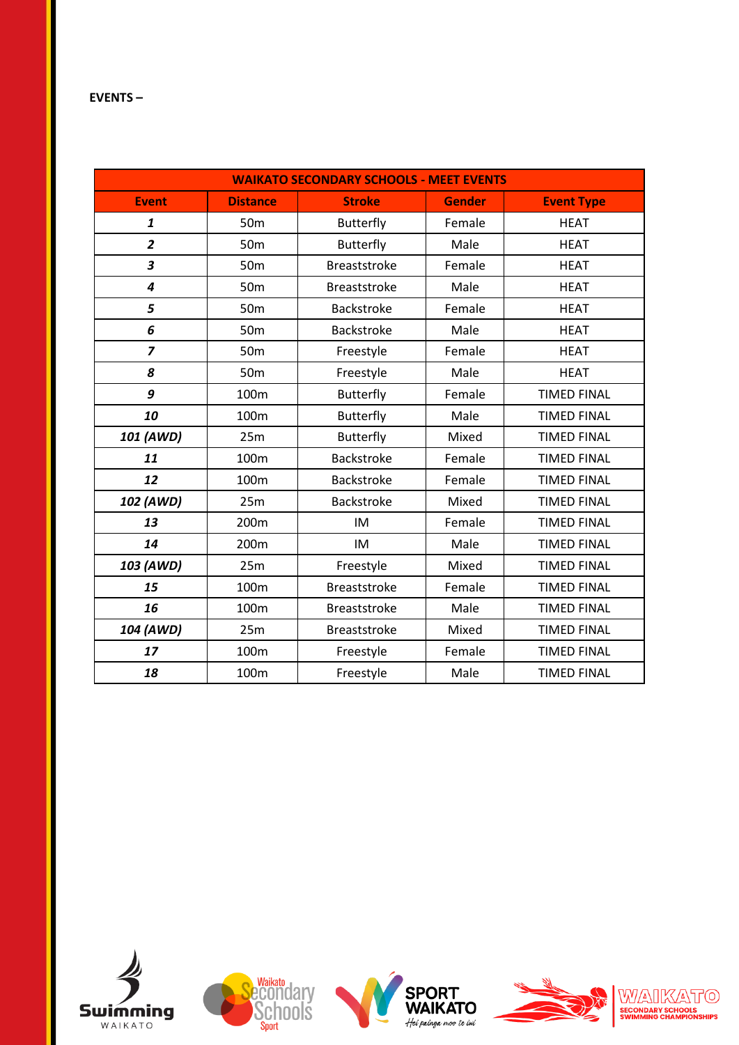**EVENTS –**

| WAIKATO SECONDARY SCHOOLS - MEET EVENTS | | | | |
|---|---|---|---|---|
| **Event** | **Distance** | **Stroke** | **Gender** | **Event Type** |
| ***1*** | 50m | Butterfly | Female | HEAT |
| ***2*** | 50m | Butterfly | Male | HEAT |
| ***3*** | 50m | Breaststroke | Female | HEAT |
| ***4*** | 50m | Breaststroke | Male | HEAT |
| ***5*** | 50m | Backstroke | Female | HEAT |
| ***6*** | 50m | Backstroke | Male | HEAT |
| ***7*** | 50m | Freestyle | Female | HEAT |
| ***8*** | 50m | Freestyle | Male | HEAT |
| ***9*** | 100m | Butterfly | Female | TIMED FINAL |
| ***10*** | 100m | Butterfly | Male | TIMED FINAL |
| ***101 (AWD)*** | 25m | Butterfly | Mixed | TIMED FINAL |
| ***11*** | 100m | Backstroke | Female | TIMED FINAL |
| ***12*** | 100m | Backstroke | Female | TIMED FINAL |
| ***102 (AWD)*** | 25m | Backstroke | Mixed | TIMED FINAL |
| ***13*** | 200m | IM | Female | TIMED FINAL |
| ***14*** | 200m | IM | Male | TIMED FINAL |
| ***103 (AWD)*** | 25m | Freestyle | Mixed | TIMED FINAL |
| ***15*** | 100m | Breaststroke | Female | TIMED FINAL |
| ***16*** | 100m | Breaststroke | Male | TIMED FINAL |
| ***104 (AWD)*** | 25m | Breaststroke | Mixed | TIMED FINAL |
| ***17*** | 100m | Freestyle | Female | TIMED FINAL |
| ***18*** | 100m | Freestyle | Male | TIMED FINAL |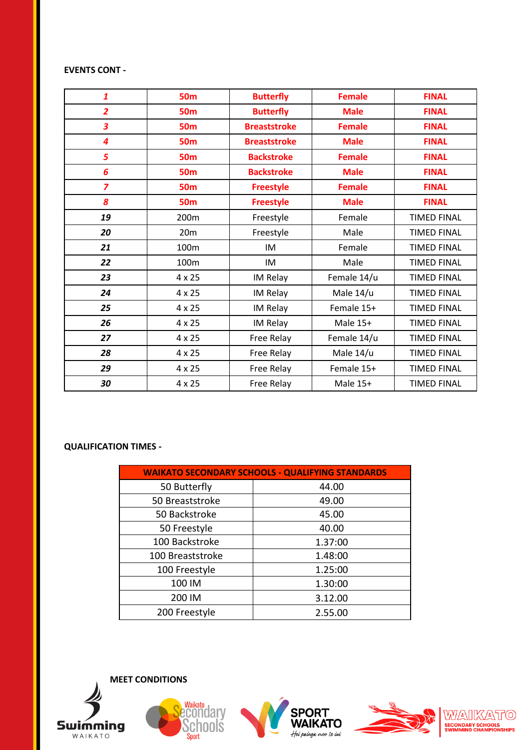**EVENTS CONT -**

| | | | | |
|---|---|---|---|---|
| ***1*** | **50m** | **Butterfly** | **Female** | **FINAL** |
| ***2*** | **50m** | **Butterfly** | **Male** | **FINAL** |
| ***3*** | **50m** | **Breaststroke** | **Female** | **FINAL** |
| ***4*** | **50m** | **Breaststroke** | **Male** | **FINAL** |
| ***5*** | **50m** | **Backstroke** | **Female** | **FINAL** |
| ***6*** | **50m** | **Backstroke** | **Male** | **FINAL** |
| ***7*** | **50m** | **Freestyle** | **Female** | **FINAL** |
| ***8*** | **50m** | **Freestyle** | **Male** | **FINAL** |
| ***19*** | 200m | Freestyle | Female | TIMED FINAL |
| ***20*** | 20m | Freestyle | Male | TIMED FINAL |
| ***21*** | 100m | IM | Female | TIMED FINAL |
| ***22*** | 100m | IM | Male | TIMED FINAL |
| ***23*** | 4 x 25 | IM Relay | Female 14/u | TIMED FINAL |
| ***24*** | 4 x 25 | IM Relay | Male 14/u | TIMED FINAL |
| ***25*** | 4 x 25 | IM Relay | Female 15+ | TIMED FINAL |
| ***26*** | 4 x 25 | IM Relay | Male 15+ | TIMED FINAL |
| ***27*** | 4 x 25 | Free Relay | Female 14/u | TIMED FINAL |
| ***28*** | 4 x 25 | Free Relay | Male 14/u | TIMED FINAL |
| ***29*** | 4 x 25 | Free Relay | Female 15+ | TIMED FINAL |
| ***30*** | 4 x 25 | Free Relay | Male 15+ | TIMED FINAL |

**QUALIFICATION TIMES -**

| **WAIKATO SECONDARY SCHOOLS - QUALIFYING STANDARDS** | |
|---|---|
| 50 Butterfly | 44.00 |
| 50 Breaststroke | 49.00 |
| 50 Backstroke | 45.00 |
| 50 Freestyle | 40.00 |
| 100 Backstroke | 1.37:00 |
| 100 Breaststroke | 1.48:00 |
| 100 Freestyle | 1.25:00 |
| 100 IM | 1.30:00 |
| 200 IM | 3.12.00 |
| 200 Freestyle | 2.55.00 |

**MEET CONDITIONS**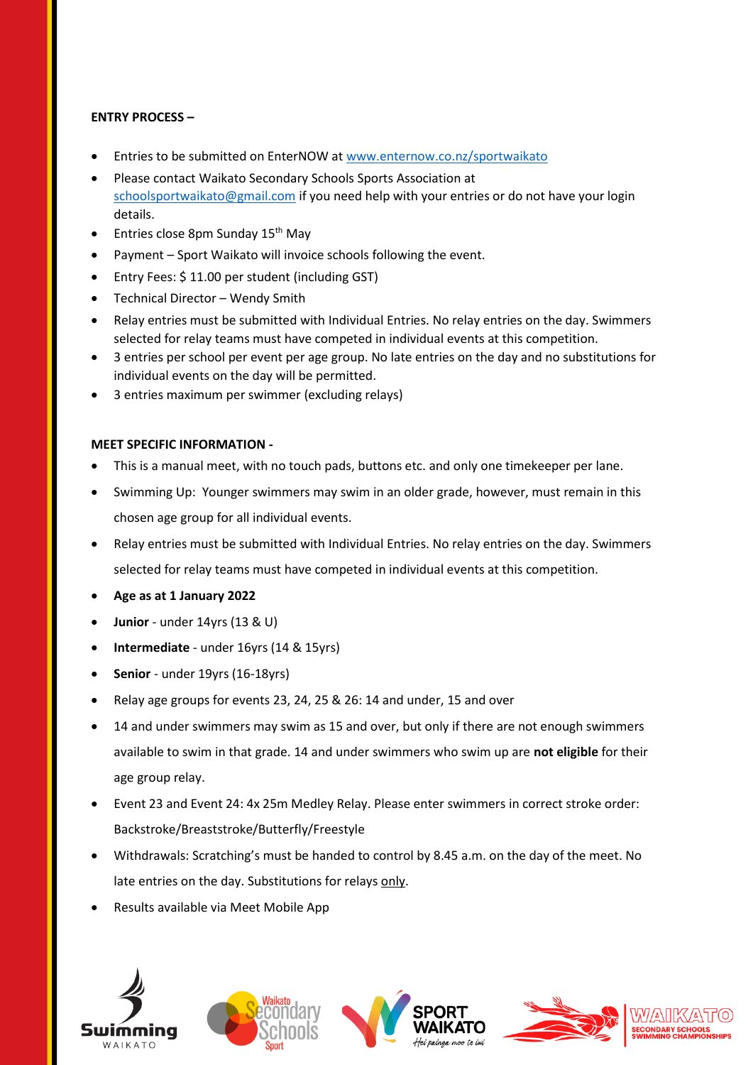**ENTRY PROCESS –**

- Entries to be submitted on EnterNOW at [www.enternow.co.nz/sportwaikato](http://www.enternow.co.nz/sportwaikato)
- Please contact Waikato Secondary Schools Sports Association at [schoolsportwaikato@gmail.com](mailto:schoolsportwaikato@gmail.com) if you need help with your entries or do not have your login details.
- Entries close 8pm Sunday 15th May
- Payment – Sport Waikato will invoice schools following the event.
- Entry Fees: $ 11.00 per student (including GST)
- Technical Director – Wendy Smith
- Relay entries must be submitted with Individual Entries. No relay entries on the day. Swimmers selected for relay teams must have competed in individual events at this competition.
- 3 entries per school per event per age group. No late entries on the day and no substitutions for individual events on the day will be permitted.
- 3 entries maximum per swimmer (excluding relays)

**MEET SPECIFIC INFORMATION -**

- This is a manual meet, with no touch pads, buttons etc. and only one timekeeper per lane.
- Swimming Up: Younger swimmers may swim in an older grade, however, must remain in this chosen age group for all individual events.
- Relay entries must be submitted with Individual Entries. No relay entries on the day. Swimmers selected for relay teams must have competed in individual events at this competition.
- **Age as at 1 January 2022**
- **Junior** - under 14yrs (13 & U)
- **Intermediate** - under 16yrs (14 & 15yrs)
- **Senior** - under 19yrs (16-18yrs)
- Relay age groups for events 23, 24, 25 & 26: 14 and under, 15 and over
- 14 and under swimmers may swim as 15 and over, but only if there are not enough swimmers available to swim in that grade. 14 and under swimmers who swim up are **not eligible** for their age group relay.
- Event 23 and Event 24: 4x 25m Medley Relay. Please enter swimmers in correct stroke order: Backstroke/Breaststroke/Butterfly/Freestyle
- Withdrawals: Scratching's must be handed to control by 8.45 a.m. on the day of the meet. No late entries on the day. Substitutions for relays only.
- Results available via Meet Mobile App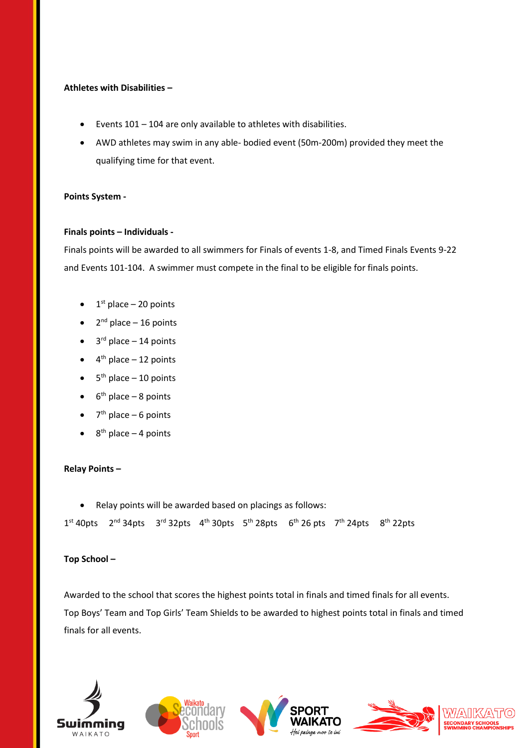**Athletes with Disabilities –**

- Events 101 – 104 are only available to athletes with disabilities.
- AWD athletes may swim in any able- bodied event (50m-200m) provided they meet the qualifying time for that event.

**Points System -**

**Finals points – Individuals -**

Finals points will be awarded to all swimmers for Finals of events 1-8, and Timed Finals Events 9-22 and Events 101-104. A swimmer must compete in the final to be eligible for finals points.

- 1st place – 20 points
- 2nd place – 16 points
- 3rd place – 14 points
- 4th place – 12 points
- 5th place – 10 points
- 6th place – 8 points
- 7th place – 6 points
- 8th place – 4 points

**Relay Points –**

- Relay points will be awarded based on placings as follows:

1st 40pts 2nd 34pts 3rd 32pts 4th 30pts 5th 28pts 6th 26 pts 7th 24pts 8th 22pts

**Top School –**

Awarded to the school that scores the highest points total in finals and timed finals for all events. Top Boys' Team and Top Girls' Team Shields to be awarded to highest points total in finals and timed finals for all events.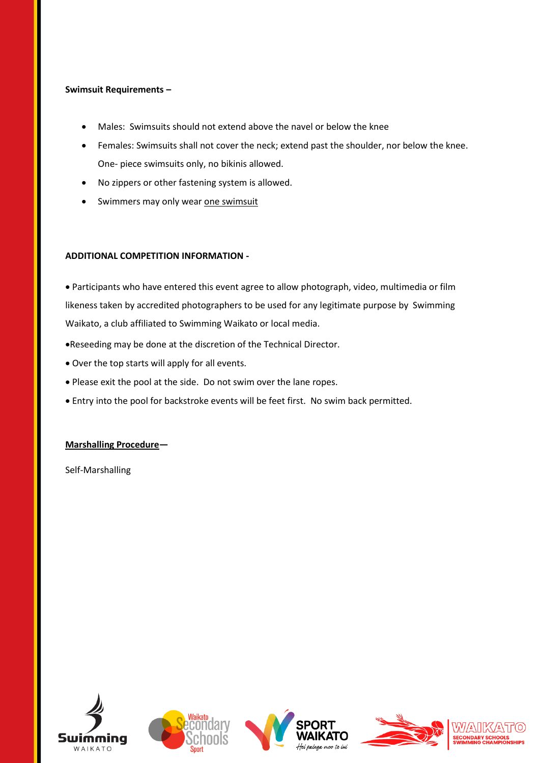**Swimsuit Requirements –**

- Males: Swimsuits should not extend above the navel or below the knee
- Females: Swimsuits shall not cover the neck; extend past the shoulder, nor below the knee. One- piece swimsuits only, no bikinis allowed.
- No zippers or other fastening system is allowed.
- Swimmers may only wear <u>one swimsuit</u>

**ADDITIONAL COMPETITION INFORMATION -**

- Participants who have entered this event agree to allow photograph, video, multimedia or film likeness taken by accredited photographers to be used for any legitimate purpose by Swimming Waikato, a club affiliated to Swimming Waikato or local media.
- Reseeding may be done at the discretion of the Technical Director.
- Over the top starts will apply for all events.
- Please exit the pool at the side. Do not swim over the lane ropes.
- Entry into the pool for backstroke events will be feet first. No swim back permitted.

**<u>Marshalling Procedure</u>—**

Self-Marshalling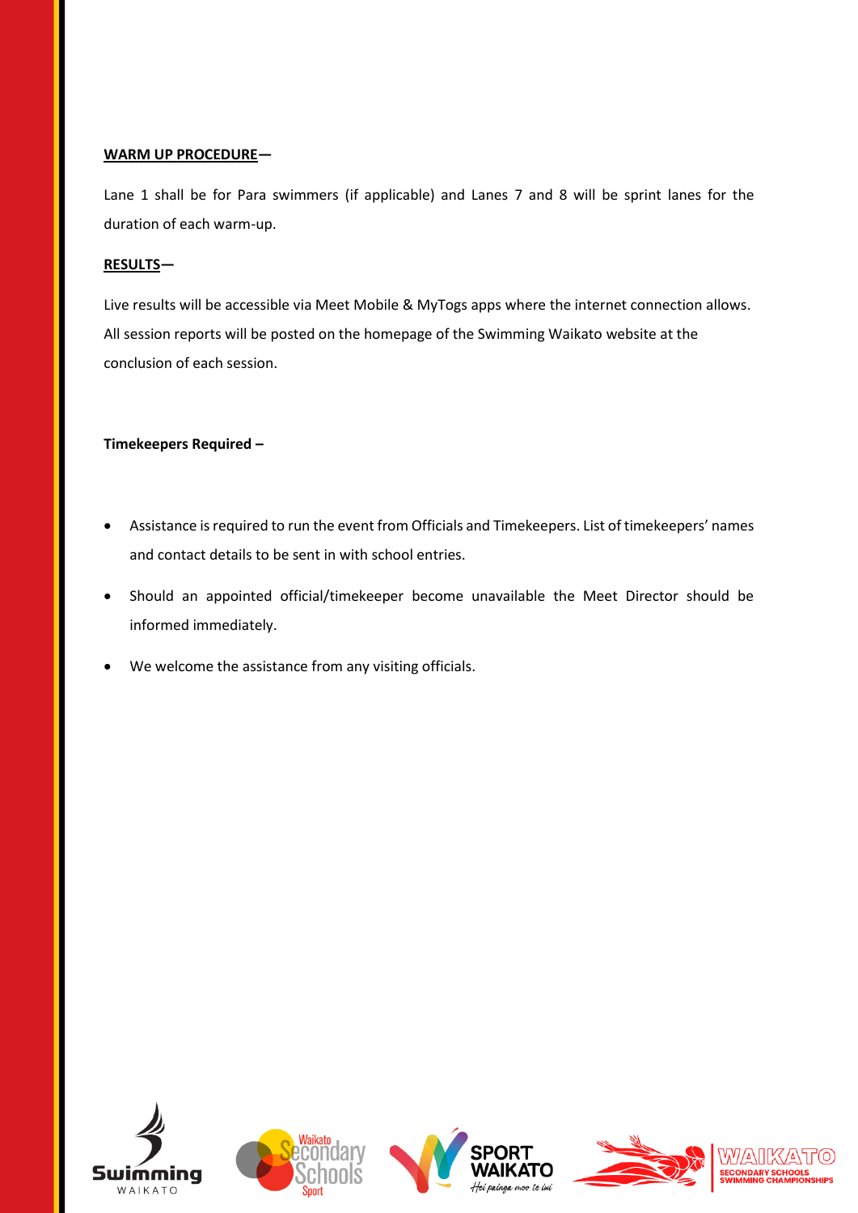**WARM UP PROCEDURE—**

Lane 1 shall be for Para swimmers (if applicable) and Lanes 7 and 8 will be sprint lanes for the duration of each warm-up.

**RESULTS—**

Live results will be accessible via Meet Mobile & MyTogs apps where the internet connection allows. All session reports will be posted on the homepage of the Swimming Waikato website at the conclusion of each session.

**Timekeepers Required –**

- Assistance is required to run the event from Officials and Timekeepers. List of timekeepers' names and contact details to be sent in with school entries.
- Should an appointed official/timekeeper become unavailable the Meet Director should be informed immediately.
- We welcome the assistance from any visiting officials.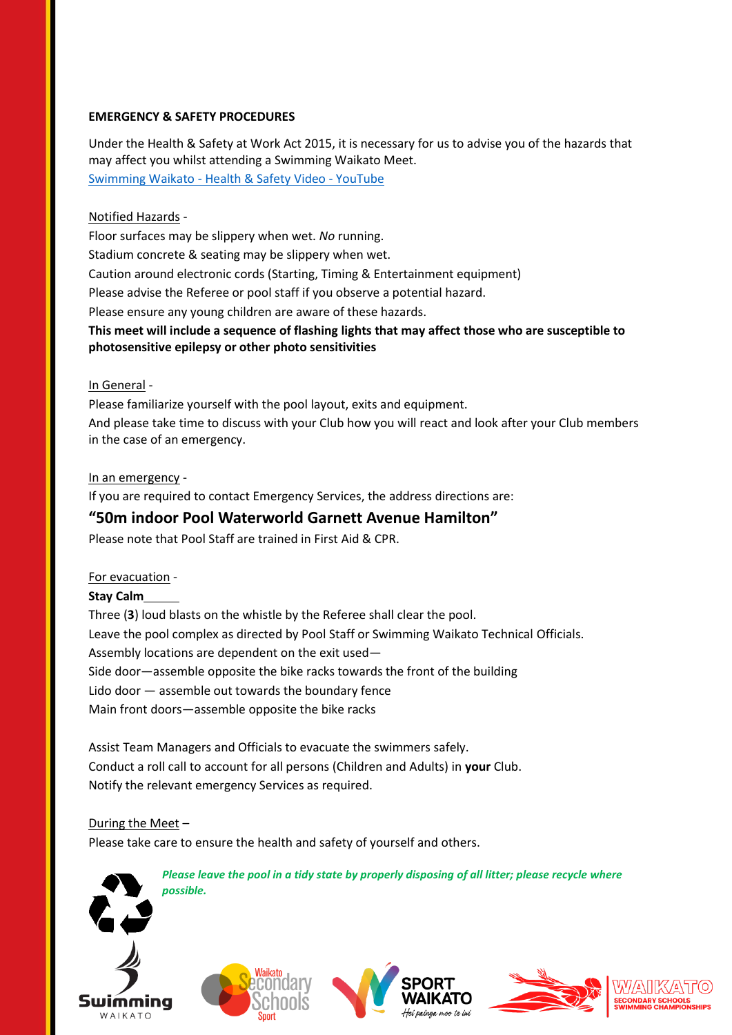**EMERGENCY & SAFETY PROCEDURES**

Under the Health & Safety at Work Act 2015, it is necessary for us to advise you of the hazards that may affect you whilst attending a Swimming Waikato Meet.
Swimming Waikato - Health & Safety Video - YouTube

Notified Hazards -
Floor surfaces may be slippery when wet. *No* running.
Stadium concrete & seating may be slippery when wet.
Caution around electronic cords (Starting, Timing & Entertainment equipment)
Please advise the Referee or pool staff if you observe a potential hazard.
Please ensure any young children are aware of these hazards.
**This meet will include a sequence of flashing lights that may affect those who are susceptible to photosensitive epilepsy or other photo sensitivities**

In General -
Please familiarize yourself with the pool layout, exits and equipment.
And please take time to discuss with your Club how you will react and look after your Club members in the case of an emergency.

In an emergency -
If you are required to contact Emergency Services, the address directions are:

**"50m indoor Pool Waterworld Garnett Avenue Hamilton"**

Please note that Pool Staff are trained in First Aid & CPR.

For evacuation -
**Stay Calm**
Three (**3**) loud blasts on the whistle by the Referee shall clear the pool.
Leave the pool complex as directed by Pool Staff or Swimming Waikato Technical Officials.
Assembly locations are dependent on the exit used—
Side door—assemble opposite the bike racks towards the front of the building
Lido door — assemble out towards the boundary fence
Main front doors—assemble opposite the bike racks

Assist Team Managers and Officials to evacuate the swimmers safely.
Conduct a roll call to account for all persons (Children and Adults) in **your** Club.
Notify the relevant emergency Services as required.

During the Meet –
Please take care to ensure the health and safety of yourself and others.

***Please leave the pool in a tidy state by properly disposing of all litter; please recycle where possible.***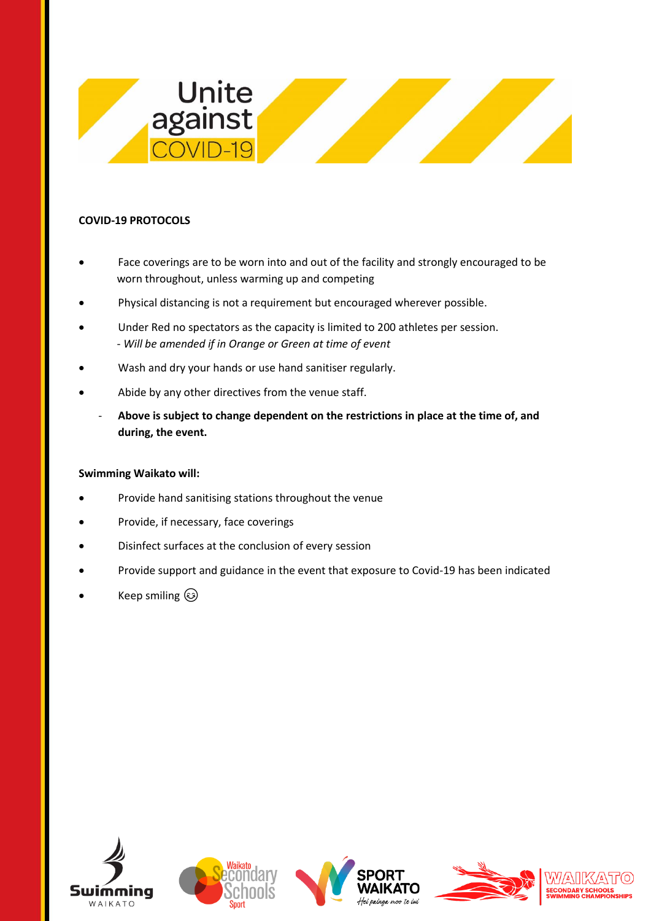Unite against COVID-19

**COVID-19 PROTOCOLS**

- Face coverings are to be worn into and out of the facility and strongly encouraged to be worn throughout, unless warming up and competing
- Physical distancing is not a requirement but encouraged wherever possible.
- Under Red no spectators as the capacity is limited to 200 athletes per session.
  - *Will be amended if in Orange or Green at time of event*
- Wash and dry your hands or use hand sanitiser regularly.
- Abide by any other directives from the venue staff.
  - **Above is subject to change dependent on the restrictions in place at the time of, and during, the event.**

**Swimming Waikato will:**

- Provide hand sanitising stations throughout the venue
- Provide, if necessary, face coverings
- Disinfect surfaces at the conclusion of every session
- Provide support and guidance in the event that exposure to Covid-19 has been indicated
- Keep smiling 😉